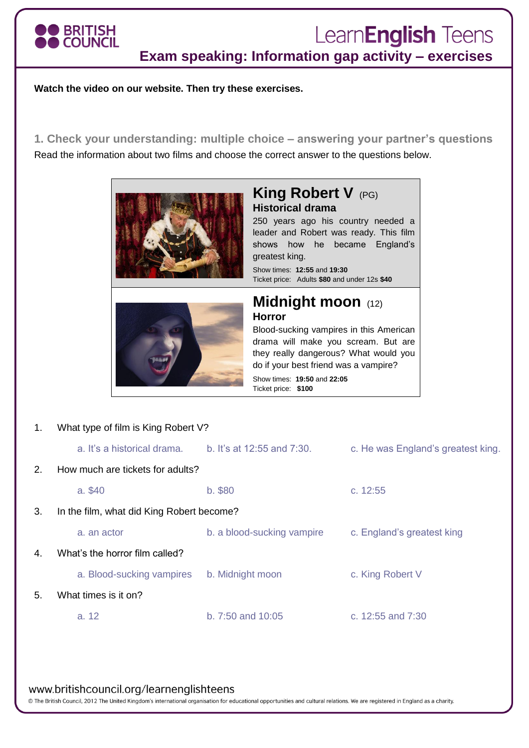# Exam speaking: Information gap activity – exercises

**Watch the video on our website. Then try these exercises.**

## 1. Check your understanding: multiple choice – answering your partner's questions

Read the information about two films and choose the correct answer to the questions below.

### King Robert V (PG)

**Historical drama**

250 years ago his country needed a leader and Robert was ready. This film shows how he became England's greatest king.

Show times: **12:55** and **19:30**

Ticket price: Adults **$80** and under 12s **$40**

### Midnight moon (12)

**Horror**

Blood-sucking vampires in this American drama will make you scream. But are they really dangerous? What would you do if your best friend was a vampire?

Show times: **19:50** and **22:05**

Ticket price: **$100**

1. What type of film is King Robert V?
   - a. It's a historical drama.
   - b. It's at 12:55 and 7:30.
   - c. He was England's greatest king.
2. How much are tickets for adults?
   - a. $40
   - b. $80
   - c. 12:55
3. In the film, what did King Robert become?
   - a. an actor
   - b. a blood-sucking vampire
   - c. England's greatest king
4. What's the horror film called?
   - a. Blood-sucking vampires
   - b. Midnight moon
   - c. King Robert V
5. What times is it on?
   - a. 12
   - b. 7:50 and 10:05
   - c. 12:55 and 7:30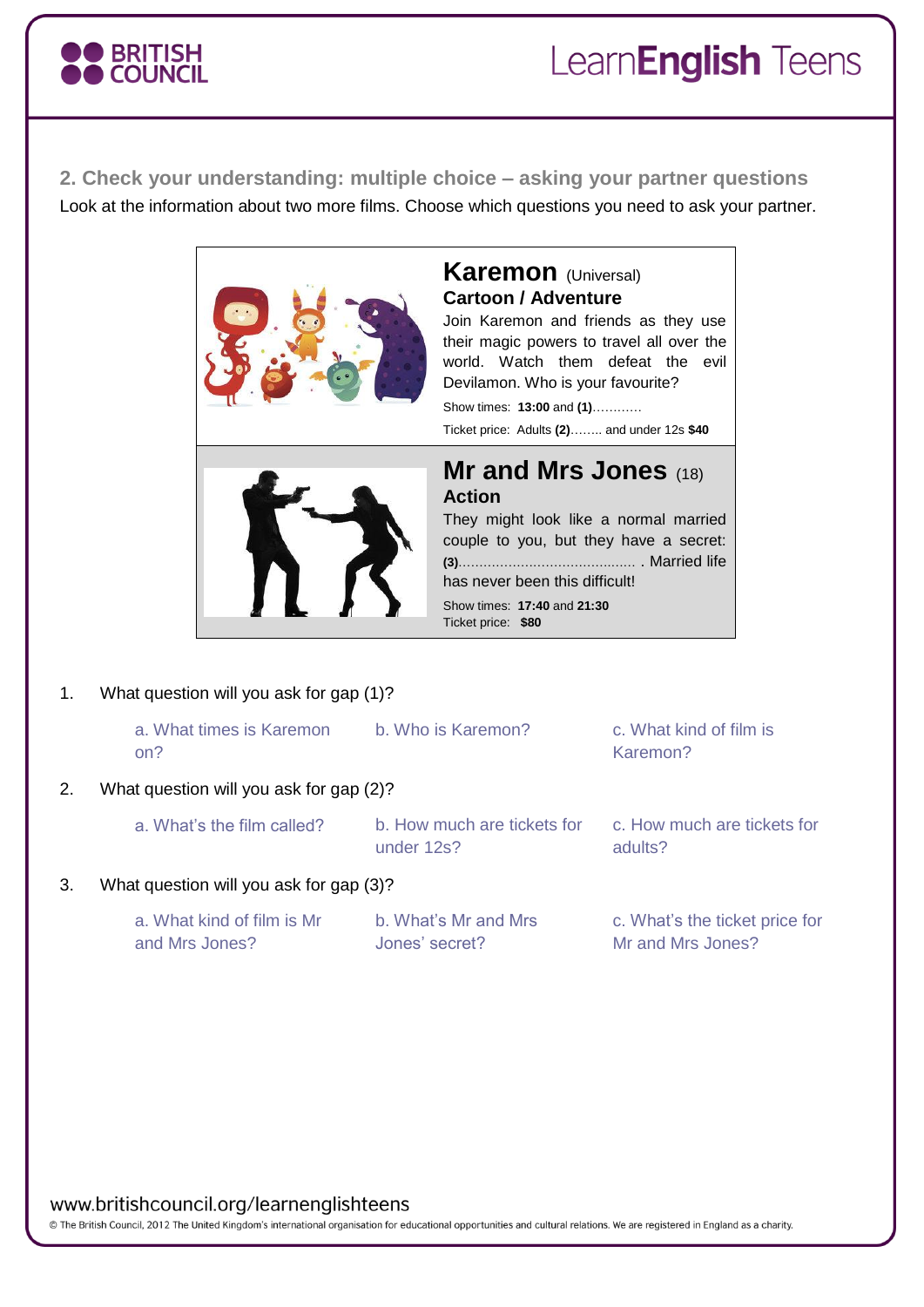## 2. Check your understanding: multiple choice – asking your partner questions

Look at the information about two more films. Choose which questions you need to ask your partner.

**Karemon** (Universal)
**Cartoon / Adventure**
Join Karemon and friends as they use their magic powers to travel all over the world. Watch them defeat the evil Devilamon. Who is your favourite?

Show times: **13:00** and **(1)**............

Ticket price: Adults **(2)**........ and under 12s **$40**

**Mr and Mrs Jones** (18)
**Action**
They might look like a normal married couple to you, but they have a secret: **(3)**.......................................... . Married life has never been this difficult!

Show times: **17:40** and **21:30**
Ticket price: **$80**

1. What question will you ask for gap (1)?

   a. What times is Karemon on?
   b. Who is Karemon?
   c. What kind of film is Karemon?

2. What question will you ask for gap (2)?

   a. What's the film called?
   b. How much are tickets for under 12s?
   c. How much are tickets for adults?

3. What question will you ask for gap (3)?

   a. What kind of film is Mr and Mrs Jones?
   b. What's Mr and Mrs Jones' secret?
   c. What's the ticket price for Mr and Mrs Jones?